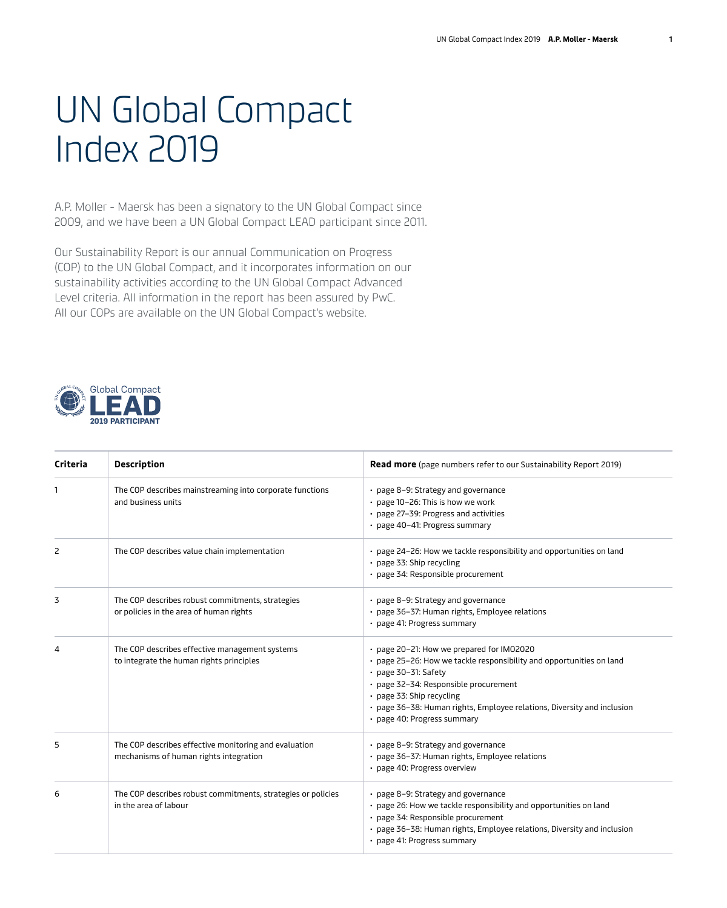# UN Global Compact Index 2019

A.P. Moller - Maersk has been a signatory to the UN Global Compact since 2009, and we have been a UN Global Compact LEAD participant since 2011.

Our Sustainability Report is our annual Communication on Progress (COP) to the UN Global Compact, and it incorporates information on our sustainability activities according to the UN Global Compact Advanced Level criteria. All information in the report has been assured by PwC. All our COPs are available on the UN Global Compact's website.

Global Compact LEAD 2019 PARTICIPANT

| Criteria | Description | **Read more** (page numbers refer to our Sustainability Report 2019) |
|---|---|---|
| 1 | The COP describes mainstreaming into corporate functions and business units | • page 8–9: Strategy and governance<br>• page 10–26: This is how we work<br>• page 27–39: Progress and activities<br>• page 40–41: Progress summary |
| 2 | The COP describes value chain implementation | • page 24–26: How we tackle responsibility and opportunities on land<br>• page 33: Ship recycling<br>• page 34: Responsible procurement |
| 3 | The COP describes robust commitments, strategies or policies in the area of human rights | • page 8–9: Strategy and governance<br>• page 36–37: Human rights, Employee relations<br>• page 41: Progress summary |
| 4 | The COP describes effective management systems to integrate the human rights principles | • page 20–21: How we prepared for IMO2020<br>• page 25–26: How we tackle responsibility and opportunities on land<br>• page 30–31: Safety<br>• page 32–34: Responsible procurement<br>• page 33: Ship recycling<br>• page 36–38: Human rights, Employee relations, Diversity and inclusion<br>• page 40: Progress summary |
| 5 | The COP describes effective monitoring and evaluation mechanisms of human rights integration | • page 8–9: Strategy and governance<br>• page 36–37: Human rights, Employee relations<br>• page 40: Progress overview |
| 6 | The COP describes robust commitments, strategies or policies in the area of labour | • page 8–9: Strategy and governance<br>• page 26: How we tackle responsibility and opportunities on land<br>• page 34: Responsible procurement<br>• page 36–38: Human rights, Employee relations, Diversity and inclusion<br>• page 41: Progress summary |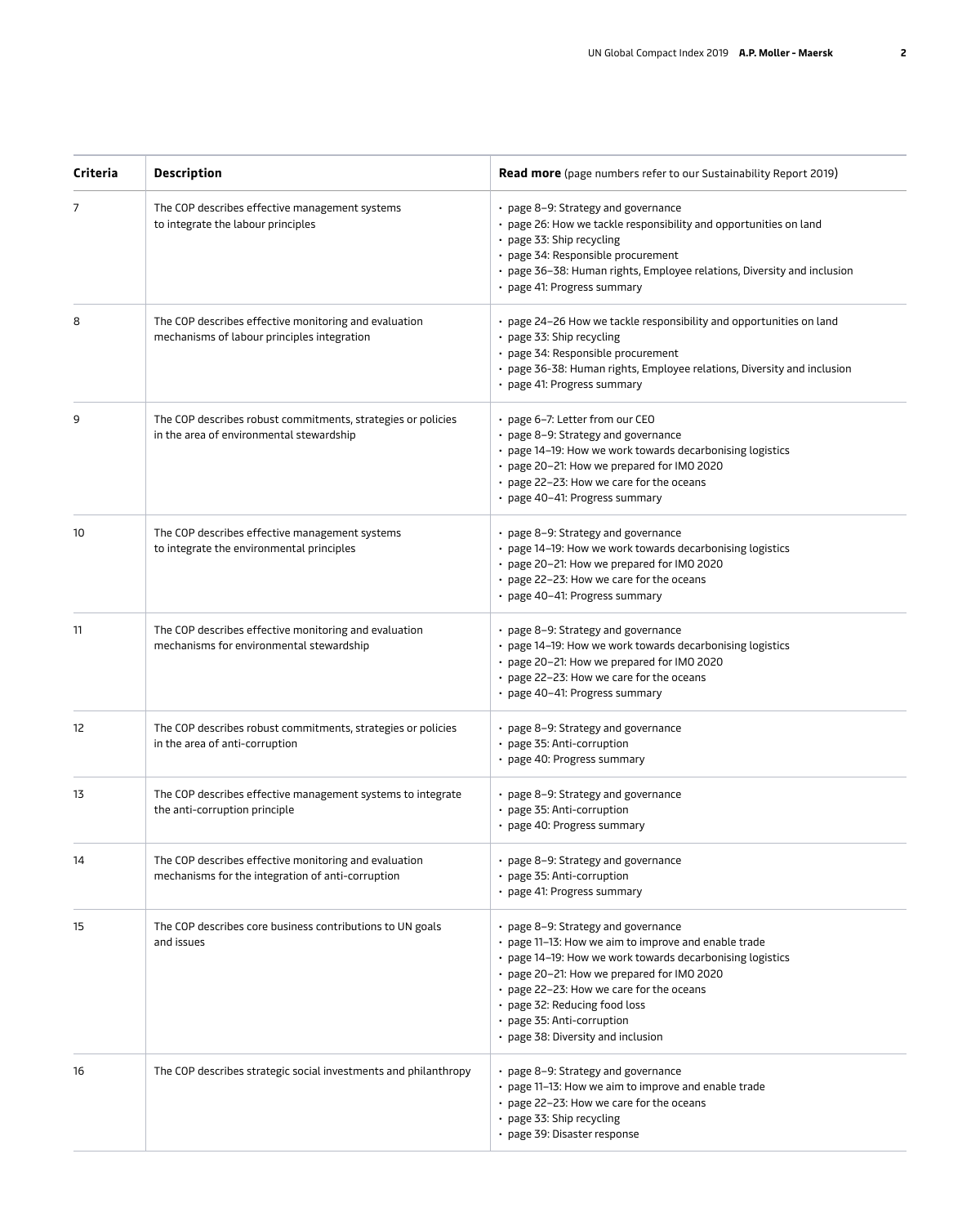| Criteria | Description | **Read more** (page numbers refer to our Sustainability Report 2019) |
|---|---|---|
| 7 | The COP describes effective management systems to integrate the labour principles | • page 8–9: Strategy and governance<br>• page 26: How we tackle responsibility and opportunities on land<br>• page 33: Ship recycling<br>• page 34: Responsible procurement<br>• page 36–38: Human rights, Employee relations, Diversity and inclusion<br>• page 41: Progress summary |
| 8 | The COP describes effective monitoring and evaluation mechanisms of labour principles integration | • page 24–26 How we tackle responsibility and opportunities on land<br>• page 33: Ship recycling<br>• page 34: Responsible procurement<br>• page 36-38: Human rights, Employee relations, Diversity and inclusion<br>• page 41: Progress summary |
| 9 | The COP describes robust commitments, strategies or policies in the area of environmental stewardship | • page 6–7: Letter from our CEO<br>• page 8–9: Strategy and governance<br>• page 14–19: How we work towards decarbonising logistics<br>• page 20–21: How we prepared for IMO 2020<br>• page 22–23: How we care for the oceans<br>• page 40–41: Progress summary |
| 10 | The COP describes effective management systems to integrate the environmental principles | • page 8–9: Strategy and governance<br>• page 14–19: How we work towards decarbonising logistics<br>• page 20–21: How we prepared for IMO 2020<br>• page 22–23: How we care for the oceans<br>• page 40–41: Progress summary |
| 11 | The COP describes effective monitoring and evaluation mechanisms for environmental stewardship | • page 8–9: Strategy and governance<br>• page 14–19: How we work towards decarbonising logistics<br>• page 20–21: How we prepared for IMO 2020<br>• page 22–23: How we care for the oceans<br>• page 40–41: Progress summary |
| 12 | The COP describes robust commitments, strategies or policies in the area of anti-corruption | • page 8–9: Strategy and governance<br>• page 35: Anti-corruption<br>• page 40: Progress summary |
| 13 | The COP describes effective management systems to integrate the anti-corruption principle | • page 8–9: Strategy and governance<br>• page 35: Anti-corruption<br>• page 40: Progress summary |
| 14 | The COP describes effective monitoring and evaluation mechanisms for the integration of anti-corruption | • page 8–9: Strategy and governance<br>• page 35: Anti-corruption<br>• page 41: Progress summary |
| 15 | The COP describes core business contributions to UN goals and issues | • page 8–9: Strategy and governance<br>• page 11–13: How we aim to improve and enable trade<br>• page 14–19: How we work towards decarbonising logistics<br>• page 20–21: How we prepared for IMO 2020<br>• page 22–23: How we care for the oceans<br>• page 32: Reducing food loss<br>• page 35: Anti-corruption<br>• page 38: Diversity and inclusion |
| 16 | The COP describes strategic social investments and philanthropy | • page 8–9: Strategy and governance<br>• page 11–13: How we aim to improve and enable trade<br>• page 22–23: How we care for the oceans<br>• page 33: Ship recycling<br>• page 39: Disaster response |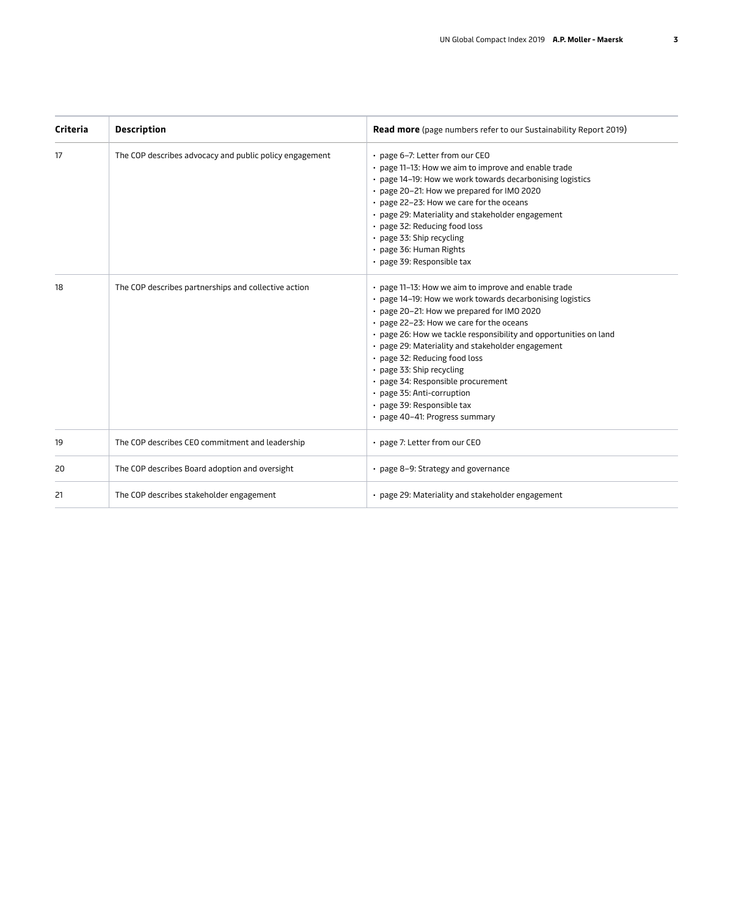| Criteria | Description | **Read more** (page numbers refer to our Sustainability Report 2019) |
|---|---|---|
| 17 | The COP describes advocacy and public policy engagement | • page 6–7: Letter from our CEO<br>• page 11–13: How we aim to improve and enable trade<br>• page 14–19: How we work towards decarbonising logistics<br>• page 20–21: How we prepared for IMO 2020<br>• page 22–23: How we care for the oceans<br>• page 29: Materiality and stakeholder engagement<br>• page 32: Reducing food loss<br>• page 33: Ship recycling<br>• page 36: Human Rights<br>• page 39: Responsible tax |
| 18 | The COP describes partnerships and collective action | • page 11–13: How we aim to improve and enable trade<br>• page 14–19: How we work towards decarbonising logistics<br>• page 20–21: How we prepared for IMO 2020<br>• page 22–23: How we care for the oceans<br>• page 26: How we tackle responsibility and opportunities on land<br>• page 29: Materiality and stakeholder engagement<br>• page 32: Reducing food loss<br>• page 33: Ship recycling<br>• page 34: Responsible procurement<br>• page 35: Anti-corruption<br>• page 39: Responsible tax<br>• page 40–41: Progress summary |
| 19 | The COP describes CEO commitment and leadership | • page 7: Letter from our CEO |
| 20 | The COP describes Board adoption and oversight | • page 8–9: Strategy and governance |
| 21 | The COP describes stakeholder engagement | • page 29: Materiality and stakeholder engagement |